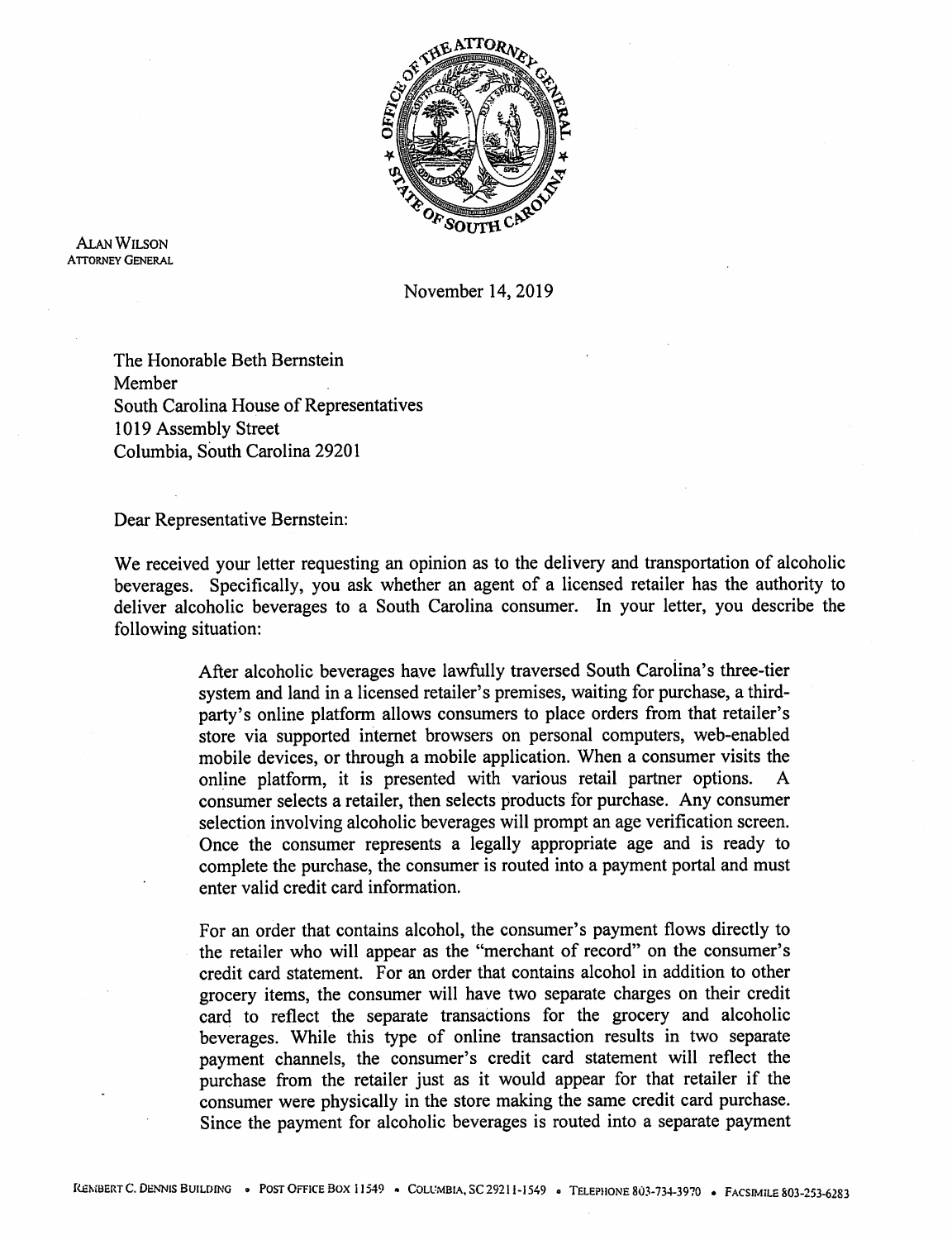ALAN WILSON
ATTORNEY GENERAL

November 14, 2019

The Honorable Beth Bernstein
Member
South Carolina House of Representatives
1019 Assembly Street
Columbia, South Carolina 29201

Dear Representative Bernstein:

We received your letter requesting an opinion as to the delivery and transportation of alcoholic beverages. Specifically, you ask whether an agent of a licensed retailer has the authority to deliver alcoholic beverages to a South Carolina consumer. In your letter, you describe the following situation:

> After alcoholic beverages have lawfully traversed South Carolina's three-tier system and land in a licensed retailer's premises, waiting for purchase, a third-party's online platform allows consumers to place orders from that retailer's store via supported internet browsers on personal computers, web-enabled mobile devices, or through a mobile application. When a consumer visits the online platform, it is presented with various retail partner options. A consumer selects a retailer, then selects products for purchase. Any consumer selection involving alcoholic beverages will prompt an age verification screen. Once the consumer represents a legally appropriate age and is ready to complete the purchase, the consumer is routed into a payment portal and must enter valid credit card information.
>
> For an order that contains alcohol, the consumer's payment flows directly to the retailer who will appear as the "merchant of record" on the consumer's credit card statement. For an order that contains alcohol in addition to other grocery items, the consumer will have two separate charges on their credit card to reflect the separate transactions for the grocery and alcoholic beverages. While this type of online transaction results in two separate payment channels, the consumer's credit card statement will reflect the purchase from the retailer just as it would appear for that retailer if the consumer were physically in the store making the same credit card purchase. Since the payment for alcoholic beverages is routed into a separate payment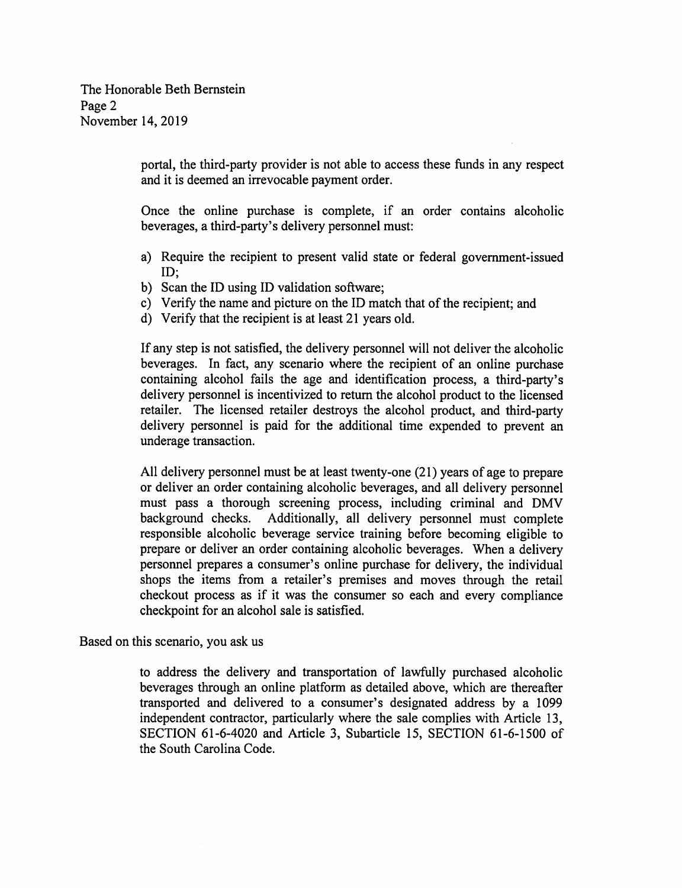portal, the third-party provider is not able to access these funds in any respect and it is deemed an irrevocable payment order.

> Once the online purchase is complete, if an order contains alcoholic beverages, a third-party's delivery personnel must:
>
> a) Require the recipient to present valid state or federal government-issued ID;
> b) Scan the ID using ID validation software;
> c) Verify the name and picture on the ID match that of the recipient; and
> d) Verify that the recipient is at least 21 years old.
>
> If any step is not satisfied, the delivery personnel will not deliver the alcoholic beverages. In fact, any scenario where the recipient of an online purchase containing alcohol fails the age and identification process, a third-party's delivery personnel is incentivized to return the alcohol product to the licensed retailer. The licensed retailer destroys the alcohol product, and third-party delivery personnel is paid for the additional time expended to prevent an underage transaction.
>
> All delivery personnel must be at least twenty-one (21) years of age to prepare or deliver an order containing alcoholic beverages, and all delivery personnel must pass a thorough screening process, including criminal and DMV background checks. Additionally, all delivery personnel must complete responsible alcoholic beverage service training before becoming eligible to prepare or deliver an order containing alcoholic beverages. When a delivery personnel prepares a consumer's online purchase for delivery, the individual shops the items from a retailer's premises and moves through the retail checkout process as if it was the consumer so each and every compliance checkpoint for an alcohol sale is satisfied.

Based on this scenario, you ask us

> to address the delivery and transportation of lawfully purchased alcoholic beverages through an online platform as detailed above, which are thereafter transported and delivered to a consumer's designated address by a 1099 independent contractor, particularly where the sale complies with Article 13, SECTION 61-6-4020 and Article 3, Subarticle 15, SECTION 61-6-1500 of the South Carolina Code.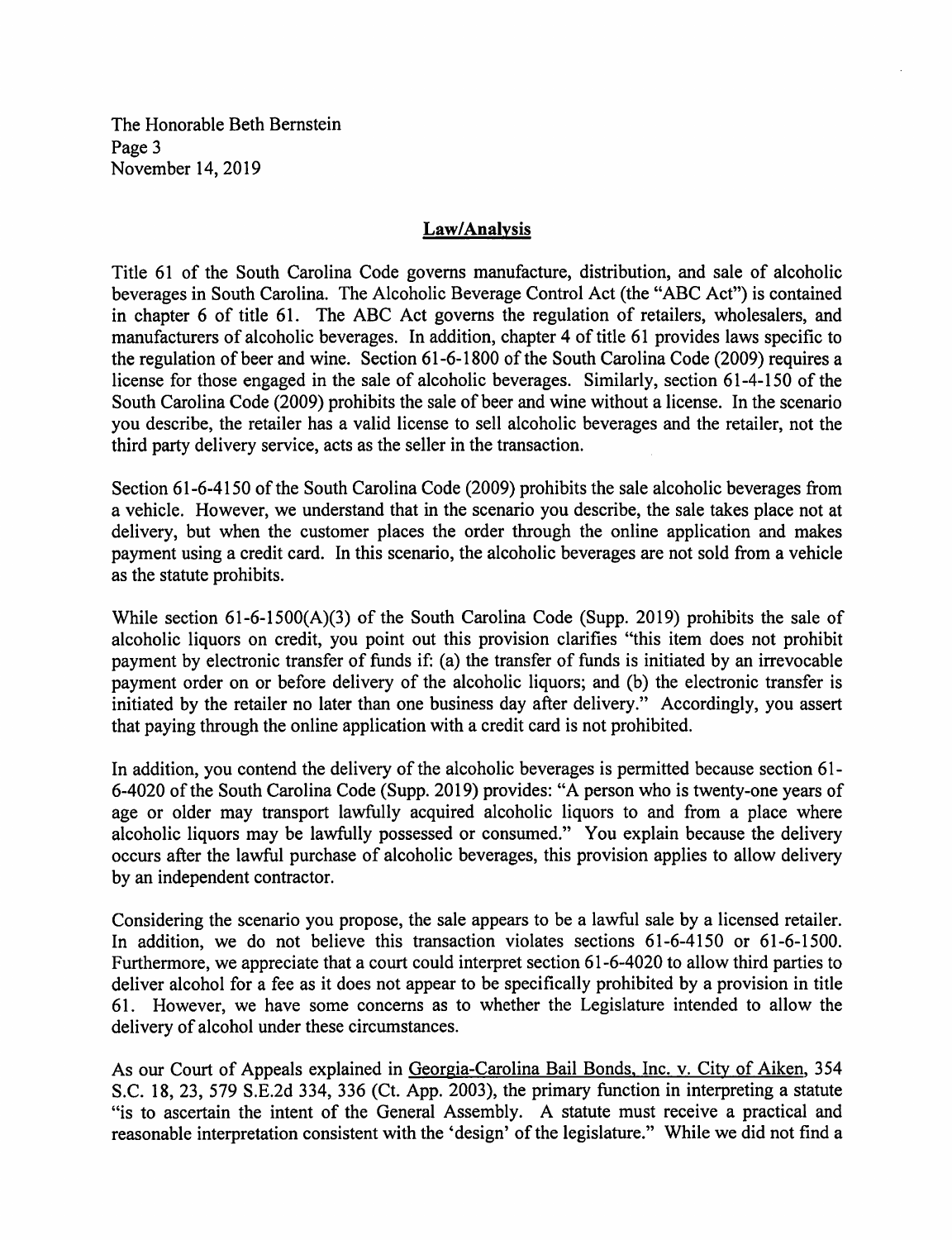## Law/Analysis

Title 61 of the South Carolina Code governs manufacture, distribution, and sale of alcoholic beverages in South Carolina. The Alcoholic Beverage Control Act (the "ABC Act") is contained in chapter 6 of title 61. The ABC Act governs the regulation of retailers, wholesalers, and manufacturers of alcoholic beverages. In addition, chapter 4 of title 61 provides laws specific to the regulation of beer and wine. Section 61-6-1800 of the South Carolina Code (2009) requires a license for those engaged in the sale of alcoholic beverages. Similarly, section 61-4-150 of the South Carolina Code (2009) prohibits the sale of beer and wine without a license. In the scenario you describe, the retailer has a valid license to sell alcoholic beverages and the retailer, not the third party delivery service, acts as the seller in the transaction.

Section 61-6-4150 of the South Carolina Code (2009) prohibits the sale alcoholic beverages from a vehicle. However, we understand that in the scenario you describe, the sale takes place not at delivery, but when the customer places the order through the online application and makes payment using a credit card. In this scenario, the alcoholic beverages are not sold from a vehicle as the statute prohibits.

While section 61-6-1500(A)(3) of the South Carolina Code (Supp. 2019) prohibits the sale of alcoholic liquors on credit, you point out this provision clarifies "this item does not prohibit payment by electronic transfer of funds if: (a) the transfer of funds is initiated by an irrevocable payment order on or before delivery of the alcoholic liquors; and (b) the electronic transfer is initiated by the retailer no later than one business day after delivery." Accordingly, you assert that paying through the online application with a credit card is not prohibited.

In addition, you contend the delivery of the alcoholic beverages is permitted because section 61-6-4020 of the South Carolina Code (Supp. 2019) provides: "A person who is twenty-one years of age or older may transport lawfully acquired alcoholic liquors to and from a place where alcoholic liquors may be lawfully possessed or consumed." You explain because the delivery occurs after the lawful purchase of alcoholic beverages, this provision applies to allow delivery by an independent contractor.

Considering the scenario you propose, the sale appears to be a lawful sale by a licensed retailer. In addition, we do not believe this transaction violates sections 61-6-4150 or 61-6-1500. Furthermore, we appreciate that a court could interpret section 61-6-4020 to allow third parties to deliver alcohol for a fee as it does not appear to be specifically prohibited by a provision in title 61. However, we have some concerns as to whether the Legislature intended to allow the delivery of alcohol under these circumstances.

As our Court of Appeals explained in Georgia-Carolina Bail Bonds, Inc. v. City of Aiken, 354 S.C. 18, 23, 579 S.E.2d 334, 336 (Ct. App. 2003), the primary function in interpreting a statute "is to ascertain the intent of the General Assembly. A statute must receive a practical and reasonable interpretation consistent with the 'design' of the legislature." While we did not find a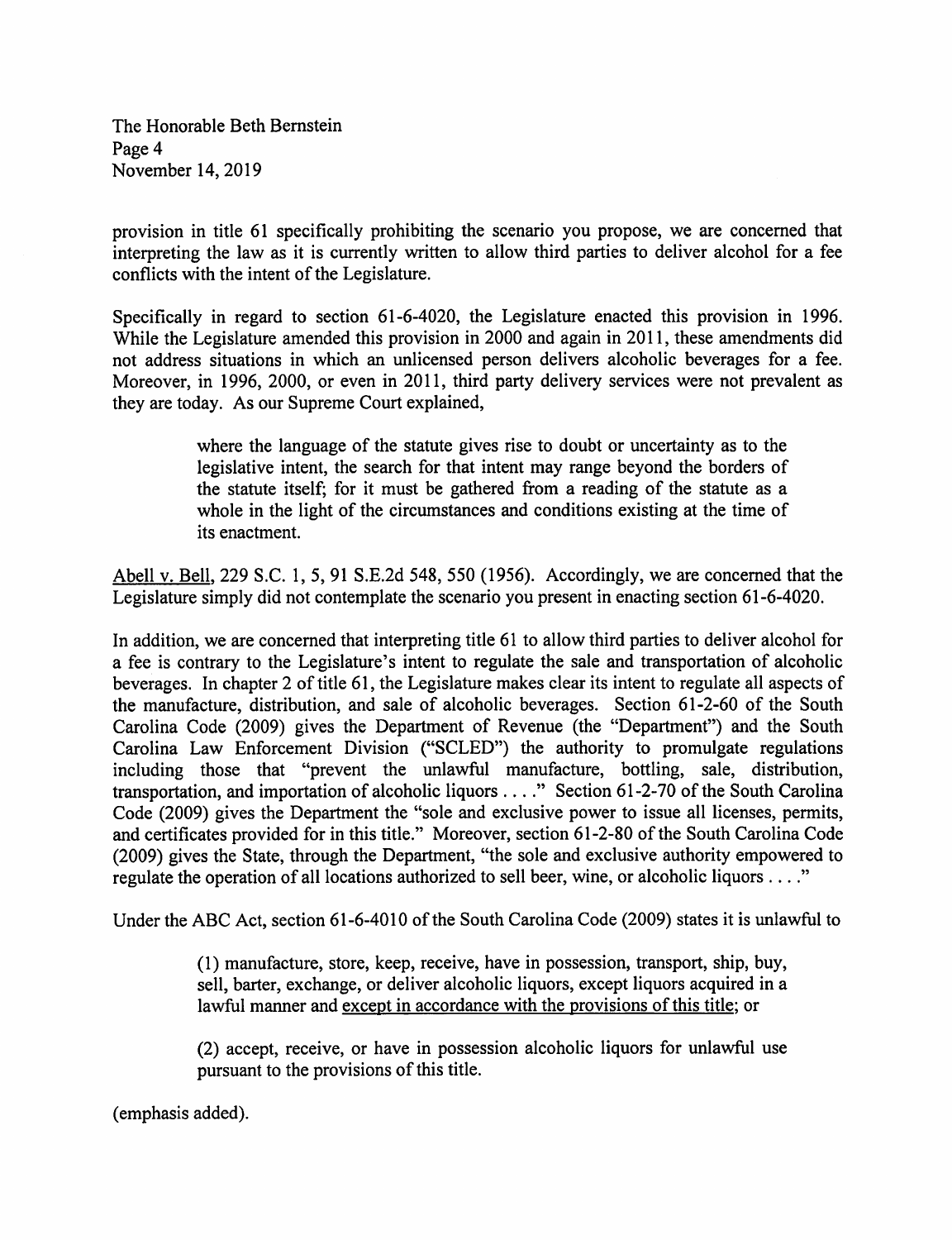provision in title 61 specifically prohibiting the scenario you propose, we are concerned that interpreting the law as it is currently written to allow third parties to deliver alcohol for a fee conflicts with the intent of the Legislature.

Specifically in regard to section 61-6-4020, the Legislature enacted this provision in 1996. While the Legislature amended this provision in 2000 and again in 2011, these amendments did not address situations in which an unlicensed person delivers alcoholic beverages for a fee. Moreover, in 1996, 2000, or even in 2011, third party delivery services were not prevalent as they are today. As our Supreme Court explained,

> where the language of the statute gives rise to doubt or uncertainty as to the legislative intent, the search for that intent may range beyond the borders of the statute itself; for it must be gathered from a reading of the statute as a whole in the light of the circumstances and conditions existing at the time of its enactment.

Abell v. Bell, 229 S.C. 1, 5, 91 S.E.2d 548, 550 (1956). Accordingly, we are concerned that the Legislature simply did not contemplate the scenario you present in enacting section 61-6-4020.

In addition, we are concerned that interpreting title 61 to allow third parties to deliver alcohol for a fee is contrary to the Legislature's intent to regulate the sale and transportation of alcoholic beverages. In chapter 2 of title 61, the Legislature makes clear its intent to regulate all aspects of the manufacture, distribution, and sale of alcoholic beverages. Section 61-2-60 of the South Carolina Code (2009) gives the Department of Revenue (the "Department") and the South Carolina Law Enforcement Division ("SCLED") the authority to promulgate regulations including those that "prevent the unlawful manufacture, bottling, sale, distribution, transportation, and importation of alcoholic liquors . . . ." Section 61-2-70 of the South Carolina Code (2009) gives the Department the "sole and exclusive power to issue all licenses, permits, and certificates provided for in this title." Moreover, section 61-2-80 of the South Carolina Code (2009) gives the State, through the Department, "the sole and exclusive authority empowered to regulate the operation of all locations authorized to sell beer, wine, or alcoholic liquors . . . ."

Under the ABC Act, section 61-6-4010 of the South Carolina Code (2009) states it is unlawful to

> (1) manufacture, store, keep, receive, have in possession, transport, ship, buy, sell, barter, exchange, or deliver alcoholic liquors, except liquors acquired in a lawful manner and <u>except in accordance with the provisions of this title</u>; or
>
> (2) accept, receive, or have in possession alcoholic liquors for unlawful use pursuant to the provisions of this title.

(emphasis added).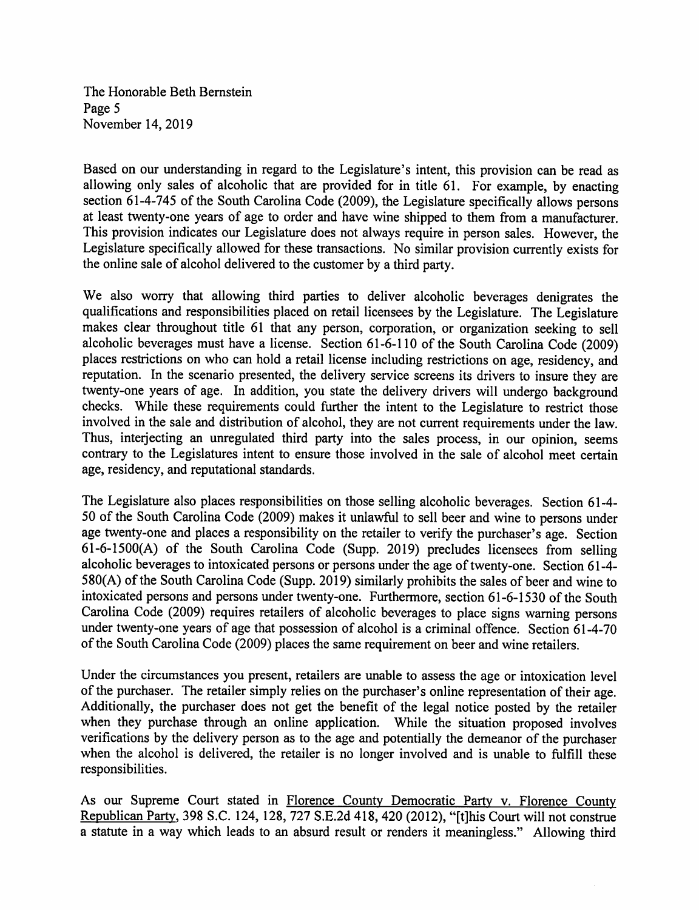Based on our understanding in regard to the Legislature's intent, this provision can be read as allowing only sales of alcoholic that are provided for in title 61. For example, by enacting section 61-4-745 of the South Carolina Code (2009), the Legislature specifically allows persons at least twenty-one years of age to order and have wine shipped to them from a manufacturer. This provision indicates our Legislature does not always require in person sales. However, the Legislature specifically allowed for these transactions. No similar provision currently exists for the online sale of alcohol delivered to the customer by a third party.

We also worry that allowing third parties to deliver alcoholic beverages denigrates the qualifications and responsibilities placed on retail licensees by the Legislature. The Legislature makes clear throughout title 61 that any person, corporation, or organization seeking to sell alcoholic beverages must have a license. Section 61-6-110 of the South Carolina Code (2009) places restrictions on who can hold a retail license including restrictions on age, residency, and reputation. In the scenario presented, the delivery service screens its drivers to insure they are twenty-one years of age. In addition, you state the delivery drivers will undergo background checks. While these requirements could further the intent to the Legislature to restrict those involved in the sale and distribution of alcohol, they are not current requirements under the law. Thus, interjecting an unregulated third party into the sales process, in our opinion, seems contrary to the Legislatures intent to ensure those involved in the sale of alcohol meet certain age, residency, and reputational standards.

The Legislature also places responsibilities on those selling alcoholic beverages. Section 61-4-50 of the South Carolina Code (2009) makes it unlawful to sell beer and wine to persons under age twenty-one and places a responsibility on the retailer to verify the purchaser's age. Section 61-6-1500(A) of the South Carolina Code (Supp. 2019) precludes licensees from selling alcoholic beverages to intoxicated persons or persons under the age of twenty-one. Section 61-4-580(A) of the South Carolina Code (Supp. 2019) similarly prohibits the sales of beer and wine to intoxicated persons and persons under twenty-one. Furthermore, section 61-6-1530 of the South Carolina Code (2009) requires retailers of alcoholic beverages to place signs warning persons under twenty-one years of age that possession of alcohol is a criminal offence. Section 61-4-70 of the South Carolina Code (2009) places the same requirement on beer and wine retailers.

Under the circumstances you present, retailers are unable to assess the age or intoxication level of the purchaser. The retailer simply relies on the purchaser's online representation of their age. Additionally, the purchaser does not get the benefit of the legal notice posted by the retailer when they purchase through an online application. While the situation proposed involves verifications by the delivery person as to the age and potentially the demeanor of the purchaser when the alcohol is delivered, the retailer is no longer involved and is unable to fulfill these responsibilities.

As our Supreme Court stated in Florence County Democratic Party v. Florence County Republican Party, 398 S.C. 124, 128, 727 S.E.2d 418, 420 (2012), "[t]his Court will not construe a statute in a way which leads to an absurd result or renders it meaningless." Allowing third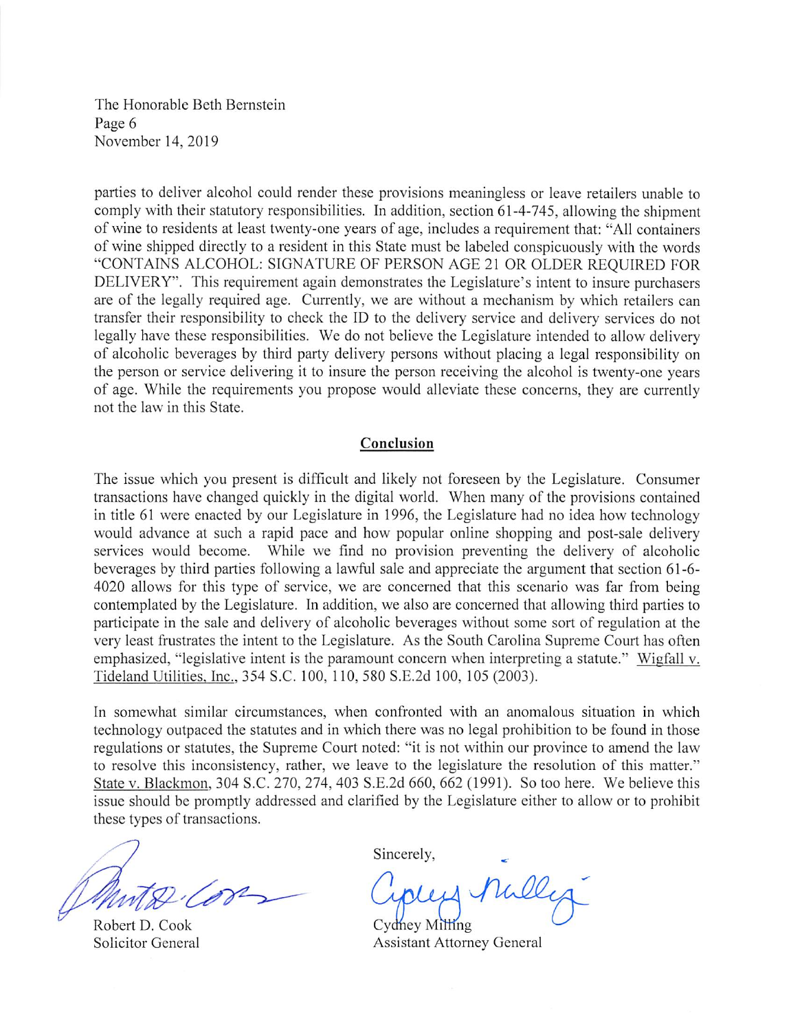parties to deliver alcohol could render these provisions meaningless or leave retailers unable to comply with their statutory responsibilities. In addition, section 61-4-745, allowing the shipment of wine to residents at least twenty-one years of age, includes a requirement that: "All containers of wine shipped directly to a resident in this State must be labeled conspicuously with the words "CONTAINS ALCOHOL: SIGNATURE OF PERSON AGE 21 OR OLDER REQUIRED FOR DELIVERY". This requirement again demonstrates the Legislature's intent to insure purchasers are of the legally required age. Currently, we are without a mechanism by which retailers can transfer their responsibility to check the ID to the delivery service and delivery services do not legally have these responsibilities. We do not believe the Legislature intended to allow delivery of alcoholic beverages by third party delivery persons without placing a legal responsibility on the person or service delivering it to insure the person receiving the alcohol is twenty-one years of age. While the requirements you propose would alleviate these concerns, they are currently not the law in this State.

## Conclusion

The issue which you present is difficult and likely not foreseen by the Legislature. Consumer transactions have changed quickly in the digital world. When many of the provisions contained in title 61 were enacted by our Legislature in 1996, the Legislature had no idea how technology would advance at such a rapid pace and how popular online shopping and post-sale delivery services would become. While we find no provision preventing the delivery of alcoholic beverages by third parties following a lawful sale and appreciate the argument that section 61-6-4020 allows for this type of service, we are concerned that this scenario was far from being contemplated by the Legislature. In addition, we also are concerned that allowing third parties to participate in the sale and delivery of alcoholic beverages without some sort of regulation at the very least frustrates the intent to the Legislature. As the South Carolina Supreme Court has often emphasized, "legislative intent is the paramount concern when interpreting a statute." Wigfall v. Tideland Utilities, Inc., 354 S.C. 100, 110, 580 S.E.2d 100, 105 (2003).

In somewhat similar circumstances, when confronted with an anomalous situation in which technology outpaced the statutes and in which there was no legal prohibition to be found in those regulations or statutes, the Supreme Court noted: "it is not within our province to amend the law to resolve this inconsistency, rather, we leave to the legislature the resolution of this matter." State v. Blackmon, 304 S.C. 270, 274, 403 S.E.2d 660, 662 (1991). So too here. We believe this issue should be promptly addressed and clarified by the Legislature either to allow or to prohibit these types of transactions.

Sincerely,

Cydney Milling
Assistant Attorney General

Robert D. Cook
Solicitor General